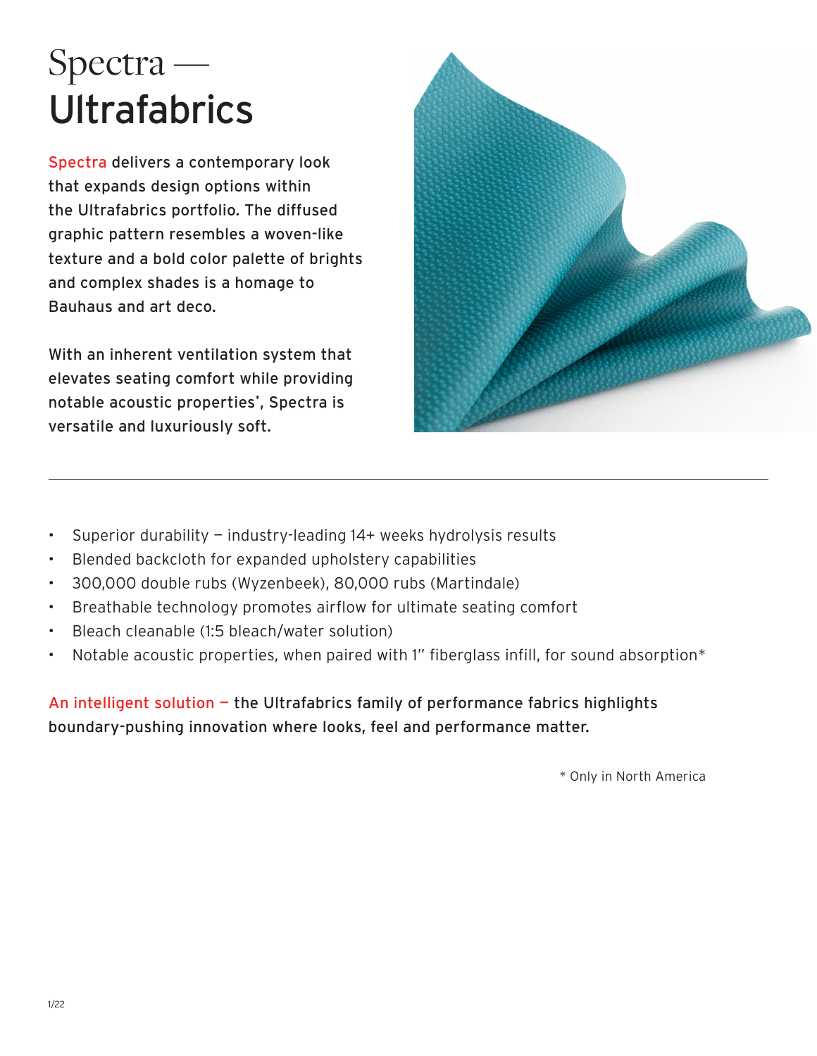# Spectra — Ultrafabrics

Spectra delivers a contemporary look that expands design options within the Ultrafabrics portfolio. The diffused graphic pattern resembles a woven-like texture and a bold color palette of brights and complex shades is a homage to Bauhaus and art deco.

With an inherent ventilation system that elevates seating comfort while providing notable acoustic properties*, Spectra is versatile and luxuriously soft.

---

- Superior durability — industry-leading 14+ weeks hydrolysis results
- Blended backcloth for expanded upholstery capabilities
- 300,000 double rubs (Wyzenbeek), 80,000 rubs (Martindale)
- Breathable technology promotes airflow for ultimate seating comfort
- Bleach cleanable (1:5 bleach/water solution)
- Notable acoustic properties, when paired with 1" fiberglass infill, for sound absorption*

An intelligent solution — the Ultrafabrics family of performance fabrics highlights boundary-pushing innovation where looks, feel and performance matter.

\* Only in North America

1/22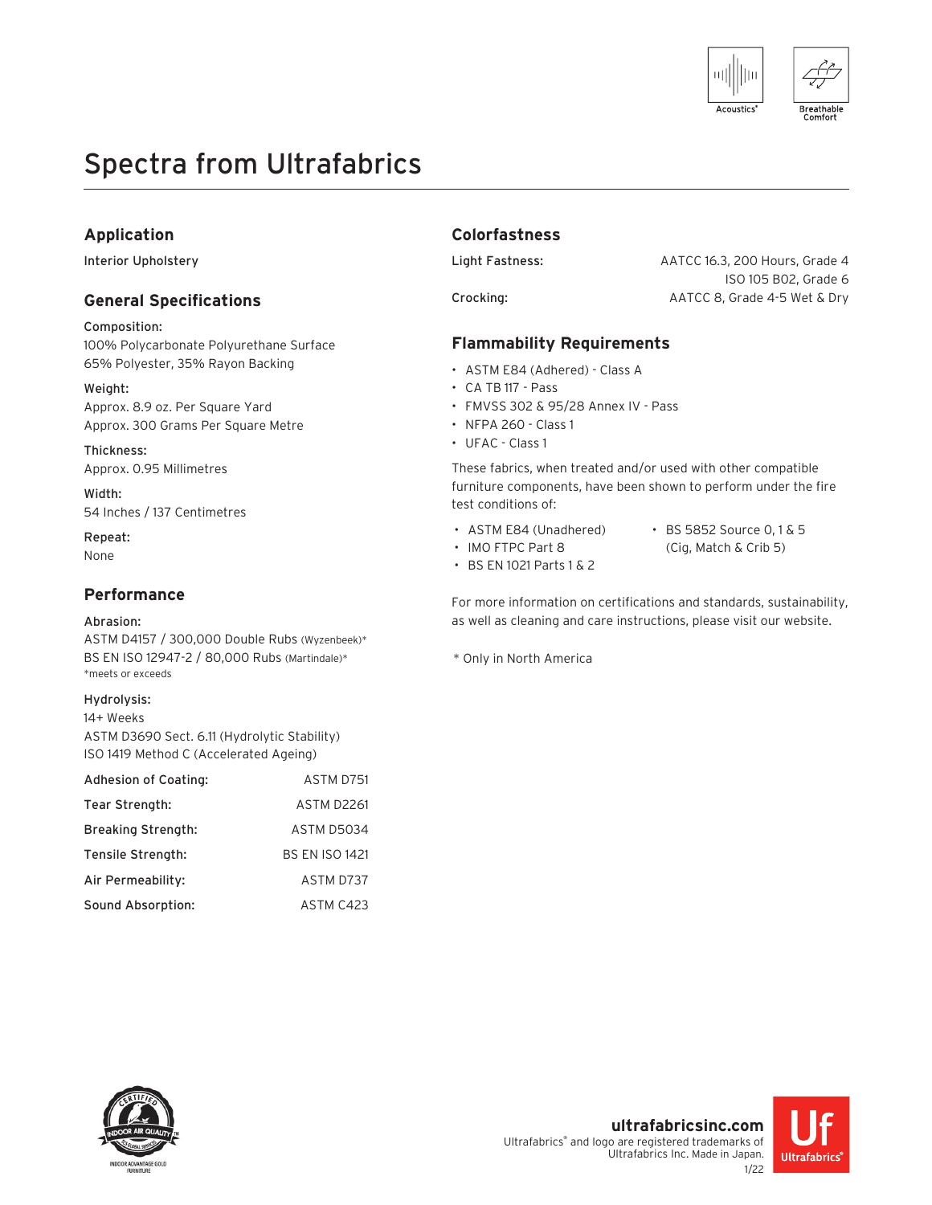Acoustics*

Breathable Comfort

# Spectra from Ultrafabrics

## Application

Interior Upholstery

## General Specifications

Composition:
100% Polycarbonate Polyurethane Surface
65% Polyester, 35% Rayon Backing

Weight:
Approx. 8.9 oz. Per Square Yard
Approx. 300 Grams Per Square Metre

Thickness:
Approx. 0.95 Millimetres

Width:
54 Inches / 137 Centimetres

Repeat:
None

## Performance

Abrasion:
ASTM D4157 / 300,000 Double Rubs (Wyzenbeek)*
BS EN ISO 12947-2 / 80,000 Rubs (Martindale)*
*meets or exceeds

Hydrolysis:
14+ Weeks
ASTM D3690 Sect. 6.11 (Hydrolytic Stability)
ISO 1419 Method C (Accelerated Ageing)

| | |
|---|---|
| Adhesion of Coating: | ASTM D751 |
| Tear Strength: | ASTM D2261 |
| Breaking Strength: | ASTM D5034 |
| Tensile Strength: | BS EN ISO 1421 |
| Air Permeability: | ASTM D737 |
| Sound Absorption: | ASTM C423 |

## Colorfastness

| | |
|---|---|
| Light Fastness: | AATCC 16.3, 200 Hours, Grade 4<br>ISO 105 B02, Grade 6 |
| Crocking: | AATCC 8, Grade 4-5 Wet & Dry |

## Flammability Requirements

- ASTM E84 (Adhered) - Class A
- CA TB 117 - Pass
- FMVSS 302 & 95/28 Annex IV - Pass
- NFPA 260 - Class 1
- UFAC - Class 1

These fabrics, when treated and/or used with other compatible furniture components, have been shown to perform under the fire test conditions of:

- ASTM E84 (Unadhered)
- IMO FTPC Part 8
- BS EN 1021 Parts 1 & 2
- BS 5852 Source 0, 1 & 5 (Cig, Match & Crib 5)

For more information on certifications and standards, sustainability, as well as cleaning and care instructions, please visit our website.

\* Only in North America

CERTIFIED INDOOR AIR QUALITY SCS GLOBAL SERVICES
INDOOR ADVANTAGE GOLD FURNITURE

**ultrafabricsinc.com**
Ultrafabrics® and logo are registered trademarks of Ultrafabrics Inc. Made in Japan.
1/22

Uf Ultrafabrics®